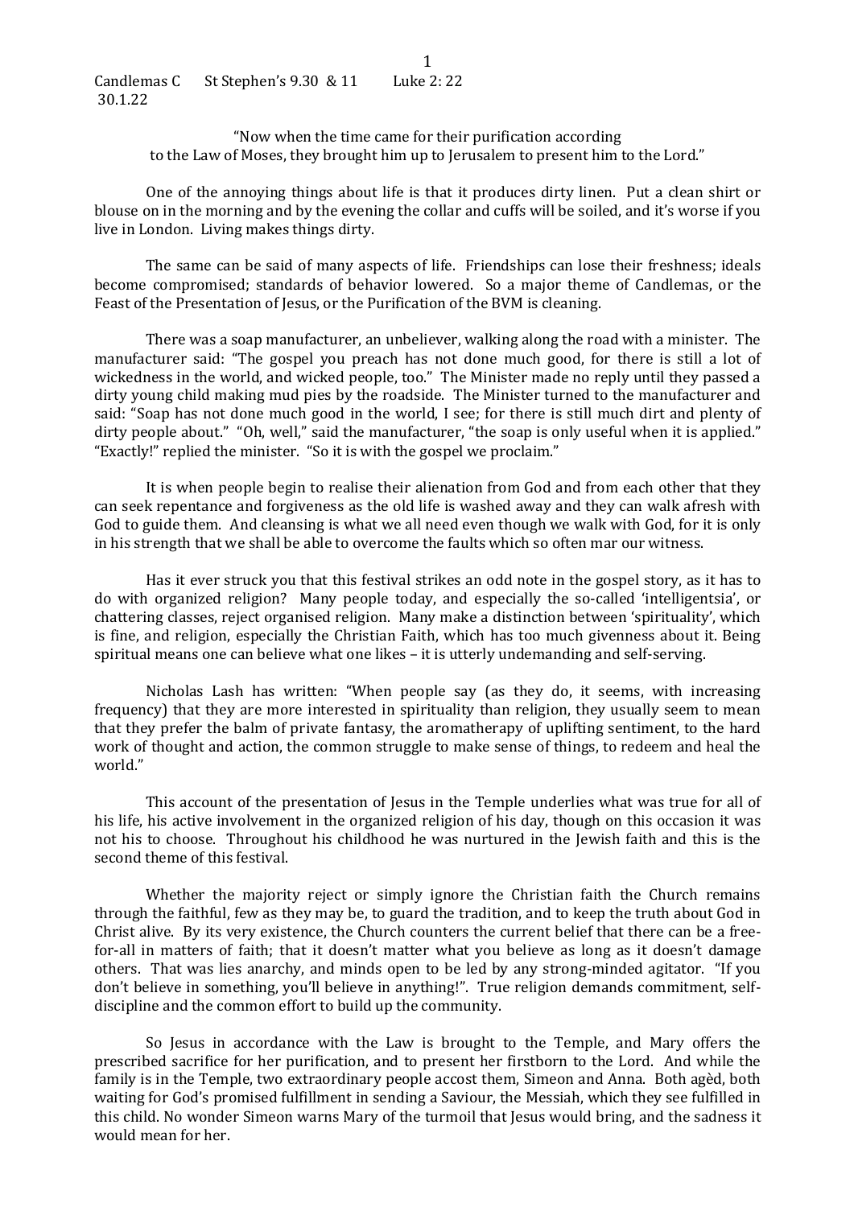Candlemas C  St Stephen's 9.30 & 11  Luke 2: 22
30.1.22

"Now when the time came for their purification according to the Law of Moses, they brought him up to Jerusalem to present him to the Lord."

One of the annoying things about life is that it produces dirty linen. Put a clean shirt or blouse on in the morning and by the evening the collar and cuffs will be soiled, and it's worse if you live in London. Living makes things dirty.

The same can be said of many aspects of life. Friendships can lose their freshness; ideals become compromised; standards of behavior lowered. So a major theme of Candlemas, or the Feast of the Presentation of Jesus, or the Purification of the BVM is cleaning.

There was a soap manufacturer, an unbeliever, walking along the road with a minister. The manufacturer said: "The gospel you preach has not done much good, for there is still a lot of wickedness in the world, and wicked people, too." The Minister made no reply until they passed a dirty young child making mud pies by the roadside. The Minister turned to the manufacturer and said: "Soap has not done much good in the world, I see; for there is still much dirt and plenty of dirty people about." "Oh, well," said the manufacturer, "the soap is only useful when it is applied." "Exactly!" replied the minister. "So it is with the gospel we proclaim."

It is when people begin to realise their alienation from God and from each other that they can seek repentance and forgiveness as the old life is washed away and they can walk afresh with God to guide them. And cleansing is what we all need even though we walk with God, for it is only in his strength that we shall be able to overcome the faults which so often mar our witness.

Has it ever struck you that this festival strikes an odd note in the gospel story, as it has to do with organized religion? Many people today, and especially the so-called 'intelligentsia', or chattering classes, reject organised religion. Many make a distinction between 'spirituality', which is fine, and religion, especially the Christian Faith, which has too much givenness about it. Being spiritual means one can believe what one likes – it is utterly undemanding and self-serving.

Nicholas Lash has written: "When people say (as they do, it seems, with increasing frequency) that they are more interested in spirituality than religion, they usually seem to mean that they prefer the balm of private fantasy, the aromatherapy of uplifting sentiment, to the hard work of thought and action, the common struggle to make sense of things, to redeem and heal the world."

This account of the presentation of Jesus in the Temple underlies what was true for all of his life, his active involvement in the organized religion of his day, though on this occasion it was not his to choose. Throughout his childhood he was nurtured in the Jewish faith and this is the second theme of this festival.

Whether the majority reject or simply ignore the Christian faith the Church remains through the faithful, few as they may be, to guard the tradition, and to keep the truth about God in Christ alive. By its very existence, the Church counters the current belief that there can be a free-for-all in matters of faith; that it doesn't matter what you believe as long as it doesn't damage others. That was lies anarchy, and minds open to be led by any strong-minded agitator. "If you don't believe in something, you'll believe in anything!". True religion demands commitment, self-discipline and the common effort to build up the community.

So Jesus in accordance with the Law is brought to the Temple, and Mary offers the prescribed sacrifice for her purification, and to present her firstborn to the Lord. And while the family is in the Temple, two extraordinary people accost them, Simeon and Anna. Both agèd, both waiting for God's promised fulfillment in sending a Saviour, the Messiah, which they see fulfilled in this child. No wonder Simeon warns Mary of the turmoil that Jesus would bring, and the sadness it would mean for her.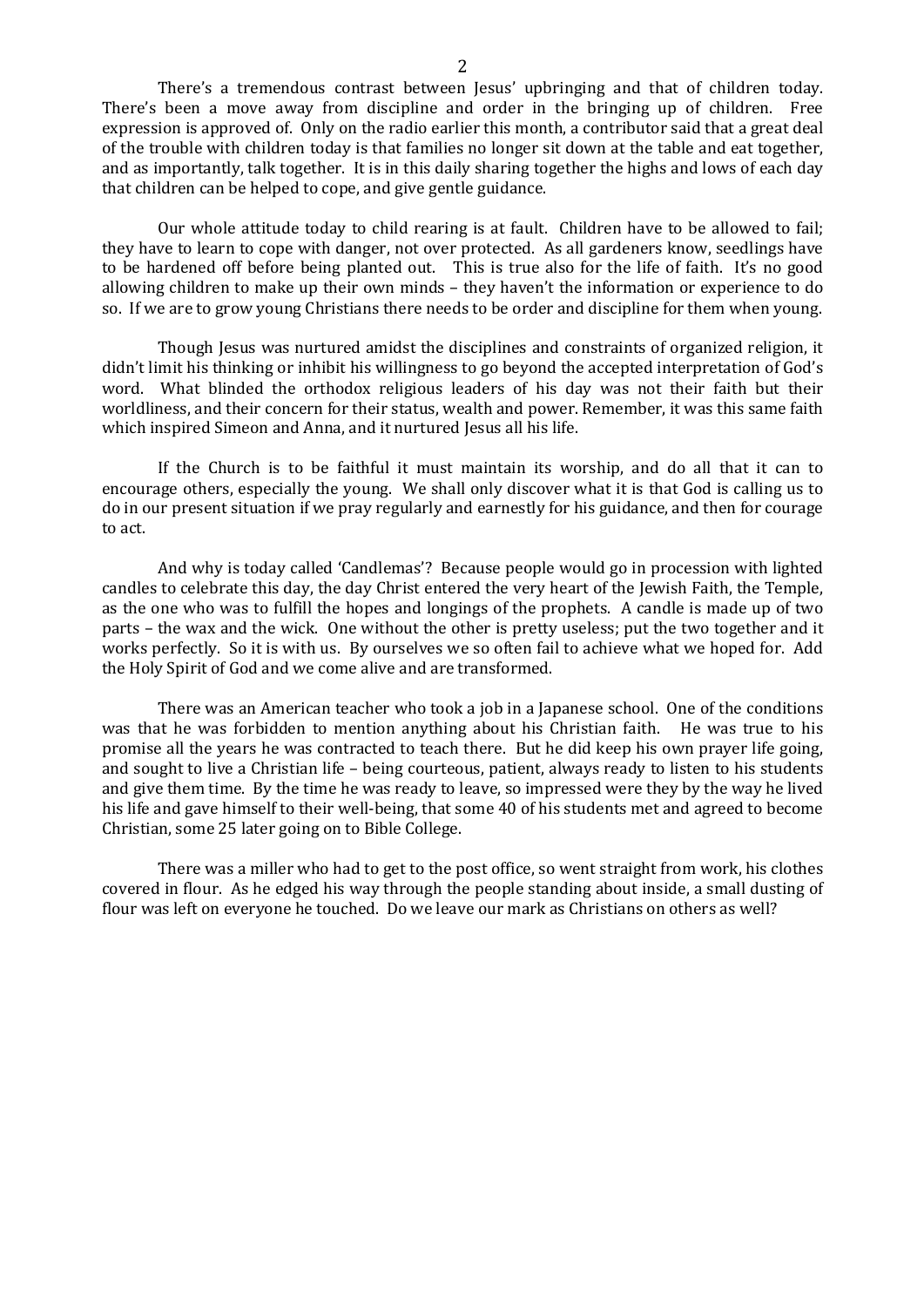There's a tremendous contrast between Jesus' upbringing and that of children today. There's been a move away from discipline and order in the bringing up of children. Free expression is approved of. Only on the radio earlier this month, a contributor said that a great deal of the trouble with children today is that families no longer sit down at the table and eat together, and as importantly, talk together. It is in this daily sharing together the highs and lows of each day that children can be helped to cope, and give gentle guidance.

Our whole attitude today to child rearing is at fault. Children have to be allowed to fail; they have to learn to cope with danger, not over protected. As all gardeners know, seedlings have to be hardened off before being planted out. This is true also for the life of faith. It's no good allowing children to make up their own minds – they haven't the information or experience to do so. If we are to grow young Christians there needs to be order and discipline for them when young.

Though Jesus was nurtured amidst the disciplines and constraints of organized religion, it didn't limit his thinking or inhibit his willingness to go beyond the accepted interpretation of God's word. What blinded the orthodox religious leaders of his day was not their faith but their worldliness, and their concern for their status, wealth and power. Remember, it was this same faith which inspired Simeon and Anna, and it nurtured Jesus all his life.

If the Church is to be faithful it must maintain its worship, and do all that it can to encourage others, especially the young. We shall only discover what it is that God is calling us to do in our present situation if we pray regularly and earnestly for his guidance, and then for courage to act.

And why is today called 'Candlemas'? Because people would go in procession with lighted candles to celebrate this day, the day Christ entered the very heart of the Jewish Faith, the Temple, as the one who was to fulfill the hopes and longings of the prophets. A candle is made up of two parts – the wax and the wick. One without the other is pretty useless; put the two together and it works perfectly. So it is with us. By ourselves we so often fail to achieve what we hoped for. Add the Holy Spirit of God and we come alive and are transformed.

There was an American teacher who took a job in a Japanese school. One of the conditions was that he was forbidden to mention anything about his Christian faith. He was true to his promise all the years he was contracted to teach there. But he did keep his own prayer life going, and sought to live a Christian life – being courteous, patient, always ready to listen to his students and give them time. By the time he was ready to leave, so impressed were they by the way he lived his life and gave himself to their well-being, that some 40 of his students met and agreed to become Christian, some 25 later going on to Bible College.

There was a miller who had to get to the post office, so went straight from work, his clothes covered in flour. As he edged his way through the people standing about inside, a small dusting of flour was left on everyone he touched. Do we leave our mark as Christians on others as well?